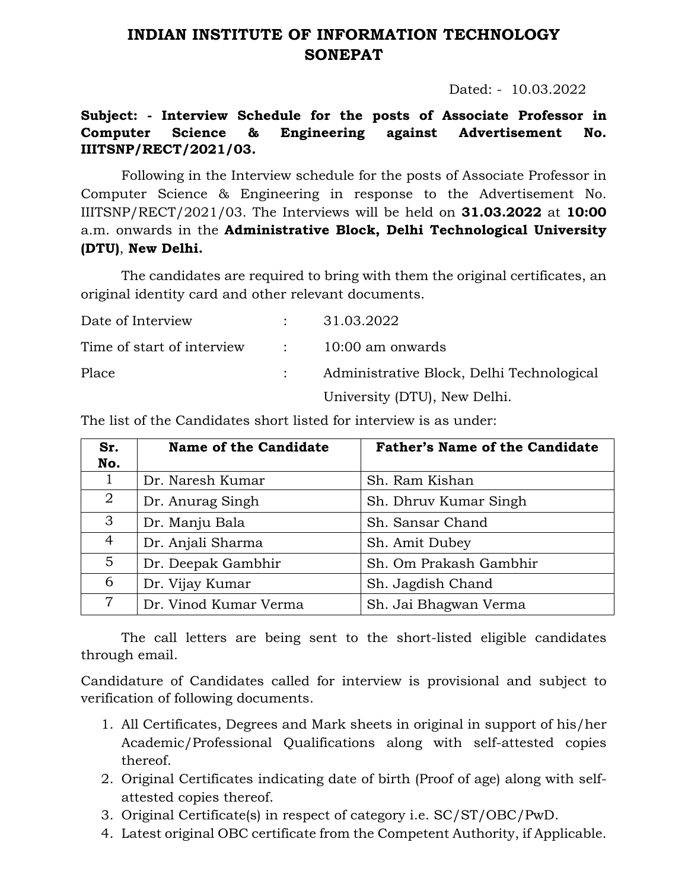# INDIAN INSTITUTE OF INFORMATION TECHNOLOGY SONEPAT

Dated: - 10.03.2022

**Subject: - Interview Schedule for the posts of Associate Professor in Computer Science & Engineering against Advertisement No. IIITSNP/RECT/2021/03.**

Following in the Interview schedule for the posts of Associate Professor in Computer Science & Engineering in response to the Advertisement No. IIITSNP/RECT/2021/03. The Interviews will be held on **31.03.2022** at **10:00** a.m. onwards in the **Administrative Block, Delhi Technological University (DTU)**, **New Delhi.**

The candidates are required to bring with them the original certificates, an original identity card and other relevant documents.

| | | |
|---|---|---|
| Date of Interview | : | 31.03.2022 |
| Time of start of interview | : | 10:00 am onwards |
| Place | : | Administrative Block, Delhi Technological University (DTU), New Delhi. |

The list of the Candidates short listed for interview is as under:

| Sr. No. | Name of the Candidate | Father's Name of the Candidate |
|---|---|---|
| 1 | Dr. Naresh Kumar | Sh. Ram Kishan |
| 2 | Dr. Anurag Singh | Sh. Dhruv Kumar Singh |
| 3 | Dr. Manju Bala | Sh. Sansar Chand |
| 4 | Dr. Anjali Sharma | Sh. Amit Dubey |
| 5 | Dr. Deepak Gambhir | Sh. Om Prakash Gambhir |
| 6 | Dr. Vijay Kumar | Sh. Jagdish Chand |
| 7 | Dr. Vinod Kumar Verma | Sh. Jai Bhagwan Verma |

The call letters are being sent to the short-listed eligible candidates through email.

Candidature of Candidates called for interview is provisional and subject to verification of following documents.

1. All Certificates, Degrees and Mark sheets in original in support of his/her Academic/Professional Qualifications along with self-attested copies thereof.
2. Original Certificates indicating date of birth (Proof of age) along with self-attested copies thereof.
3. Original Certificate(s) in respect of category i.e. SC/ST/OBC/PwD.
4. Latest original OBC certificate from the Competent Authority, if Applicable.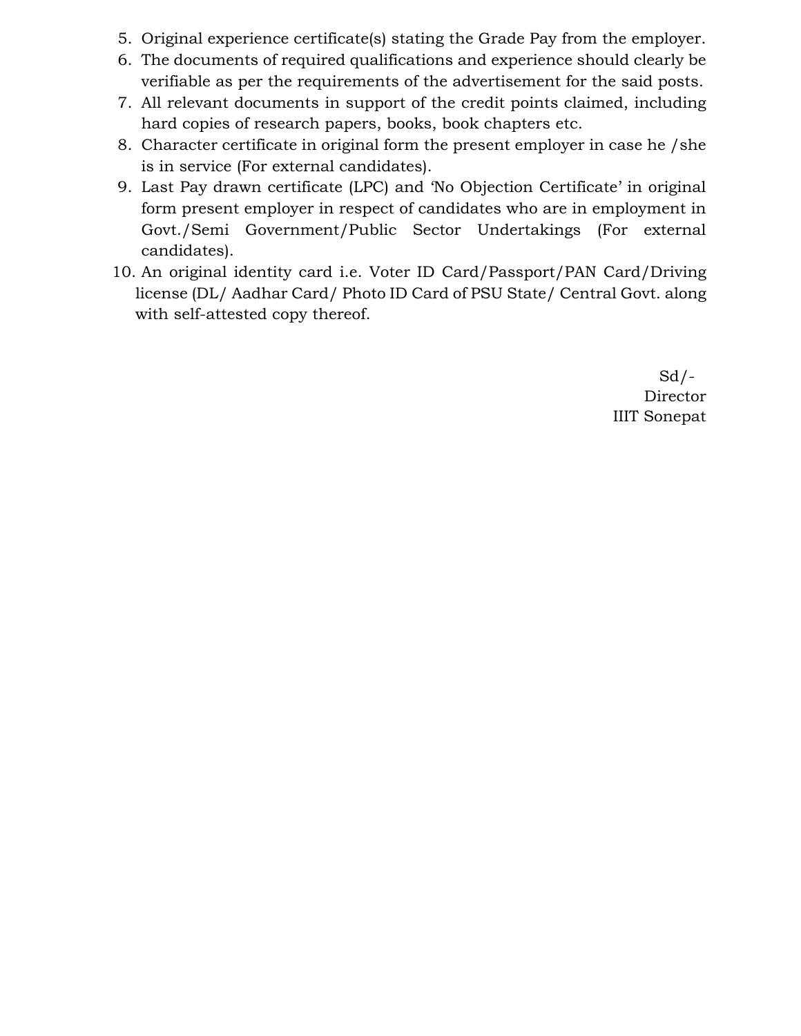5. Original experience certificate(s) stating the Grade Pay from the employer.
6. The documents of required qualifications and experience should clearly be verifiable as per the requirements of the advertisement for the said posts.
7. All relevant documents in support of the credit points claimed, including hard copies of research papers, books, book chapters etc.
8. Character certificate in original form the present employer in case he /she is in service (For external candidates).
9. Last Pay drawn certificate (LPC) and 'No Objection Certificate' in original form present employer in respect of candidates who are in employment in Govt./Semi Government/Public Sector Undertakings (For external candidates).
10. An original identity card i.e. Voter ID Card/Passport/PAN Card/Driving license (DL/ Aadhar Card/ Photo ID Card of PSU State/ Central Govt. along with self-attested copy thereof.

Sd/-
Director
IIIT Sonepat